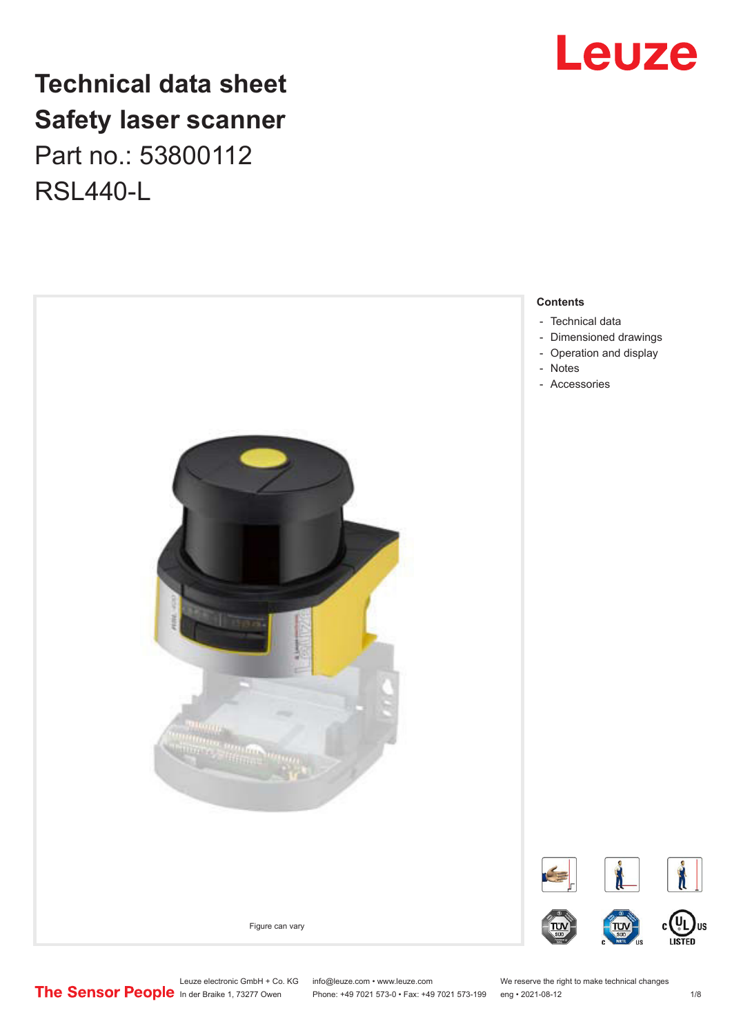# Technical data sheet
# Safety laser scanner

Part no.: 53800112

RSL440-L

Figure can vary

**Contents**

- Technical data
- Dimensioned drawings
- Operation and display
- Notes
- Accessories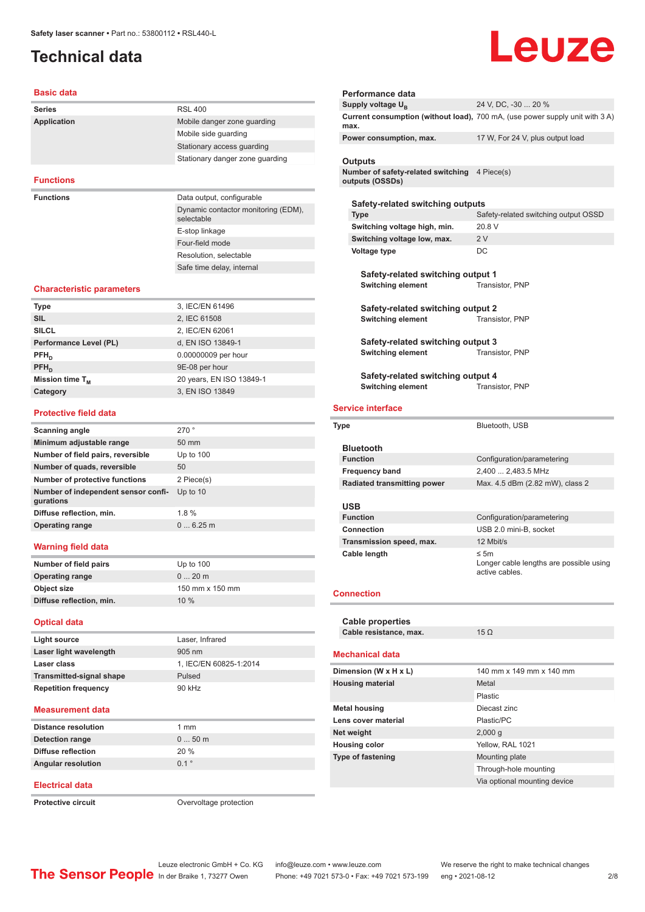# Technical data

## Basic data

| | |
|---|---|
| **Series** | RSL 400 |
| **Application** | Mobile danger zone guarding |
| | Mobile side guarding |
| | Stationary access guarding |
| | Stationary danger zone guarding |

## Functions

| | |
|---|---|
| **Functions** | Data output, configurable |
| | Dynamic contactor monitoring (EDM), selectable |
| | E-stop linkage |
| | Four-field mode |
| | Resolution, selectable |
| | Safe time delay, internal |

## Characteristic parameters

| | |
|---|---|
| **Type** | 3, IEC/EN 61496 |
| **SIL** | 2, IEC 61508 |
| **SILCL** | 2, IEC/EN 62061 |
| **Performance Level (PL)** | d, EN ISO 13849-1 |
| **$PFH_D$** | 0.00000009 per hour |
| **$PFH_D$** | 9E-08 per hour |
| **Mission time $T_M$** | 20 years, EN ISO 13849-1 |
| **Category** | 3, EN ISO 13849 |

## Protective field data

| | |
|---|---|
| **Scanning angle** | 270 ° |
| **Minimum adjustable range** | 50 mm |
| **Number of field pairs, reversible** | Up to 100 |
| **Number of quads, reversible** | 50 |
| **Number of protective functions** | 2 Piece(s) |
| **Number of independent sensor configurations** | Up to 10 |
| **Diffuse reflection, min.** | 1.8 % |
| **Operating range** | 0 ... 6.25 m |

## Warning field data

| | |
|---|---|
| **Number of field pairs** | Up to 100 |
| **Operating range** | 0 ... 20 m |
| **Object size** | 150 mm x 150 mm |
| **Diffuse reflection, min.** | 10 % |

## Optical data

| | |
|---|---|
| **Light source** | Laser, Infrared |
| **Laser light wavelength** | 905 nm |
| **Laser class** | 1, IEC/EN 60825-1:2014 |
| **Transmitted-signal shape** | Pulsed |
| **Repetition frequency** | 90 kHz |

## Measurement data

| | |
|---|---|
| **Distance resolution** | 1 mm |
| **Detection range** | 0 ... 50 m |
| **Diffuse reflection** | 20 % |
| **Angular resolution** | 0.1 ° |

## Electrical data

| | |
|---|---|
| **Protective circuit** | Overvoltage protection |

### Performance data

| | |
|---|---|
| **Supply voltage $U_B$** | 24 V, DC, -30 ... 20 % |
| **Current consumption (without load), max.** | 700 mA, (use power supply unit with 3 A) |
| **Power consumption, max.** | 17 W, For 24 V, plus output load |

### Outputs

| | |
|---|---|
| **Number of safety-related switching outputs (OSSDs)** | 4 Piece(s) |

#### Safety-related switching outputs

| | |
|---|---|
| **Type** | Safety-related switching output OSSD |
| **Switching voltage high, min.** | 20.8 V |
| **Switching voltage low, max.** | 2 V |
| **Voltage type** | DC |

##### Safety-related switching output 1

| | |
|---|---|
| **Switching element** | Transistor, PNP |

##### Safety-related switching output 2

| | |
|---|---|
| **Switching element** | Transistor, PNP |

##### Safety-related switching output 3

| | |
|---|---|
| **Switching element** | Transistor, PNP |

##### Safety-related switching output 4

| | |
|---|---|
| **Switching element** | Transistor, PNP |

## Service interface

| | |
|---|---|
| **Type** | Bluetooth, USB |

### Bluetooth

| | |
|---|---|
| **Function** | Configuration/parametering |
| **Frequency band** | 2,400 ... 2,483.5 MHz |
| **Radiated transmitting power** | Max. 4.5 dBm (2.82 mW), class 2 |

### USB

| | |
|---|---|
| **Function** | Configuration/parametering |
| **Connection** | USB 2.0 mini-B, socket |
| **Transmission speed, max.** | 12 Mbit/s |
| **Cable length** | ≤ 5m<br>Longer cable lengths are possible using active cables. |

## Connection

### Cable properties

| | |
|---|---|
| **Cable resistance, max.** | 15 Ω |

## Mechanical data

| | |
|---|---|
| **Dimension (W x H x L)** | 140 mm x 149 mm x 140 mm |
| **Housing material** | Metal |
| | Plastic |
| **Metal housing** | Diecast zinc |
| **Lens cover material** | Plastic/PC |
| **Net weight** | 2,000 g |
| **Housing color** | Yellow, RAL 1021 |
| **Type of fastening** | Mounting plate |
| | Through-hole mounting |
| | Via optional mounting device |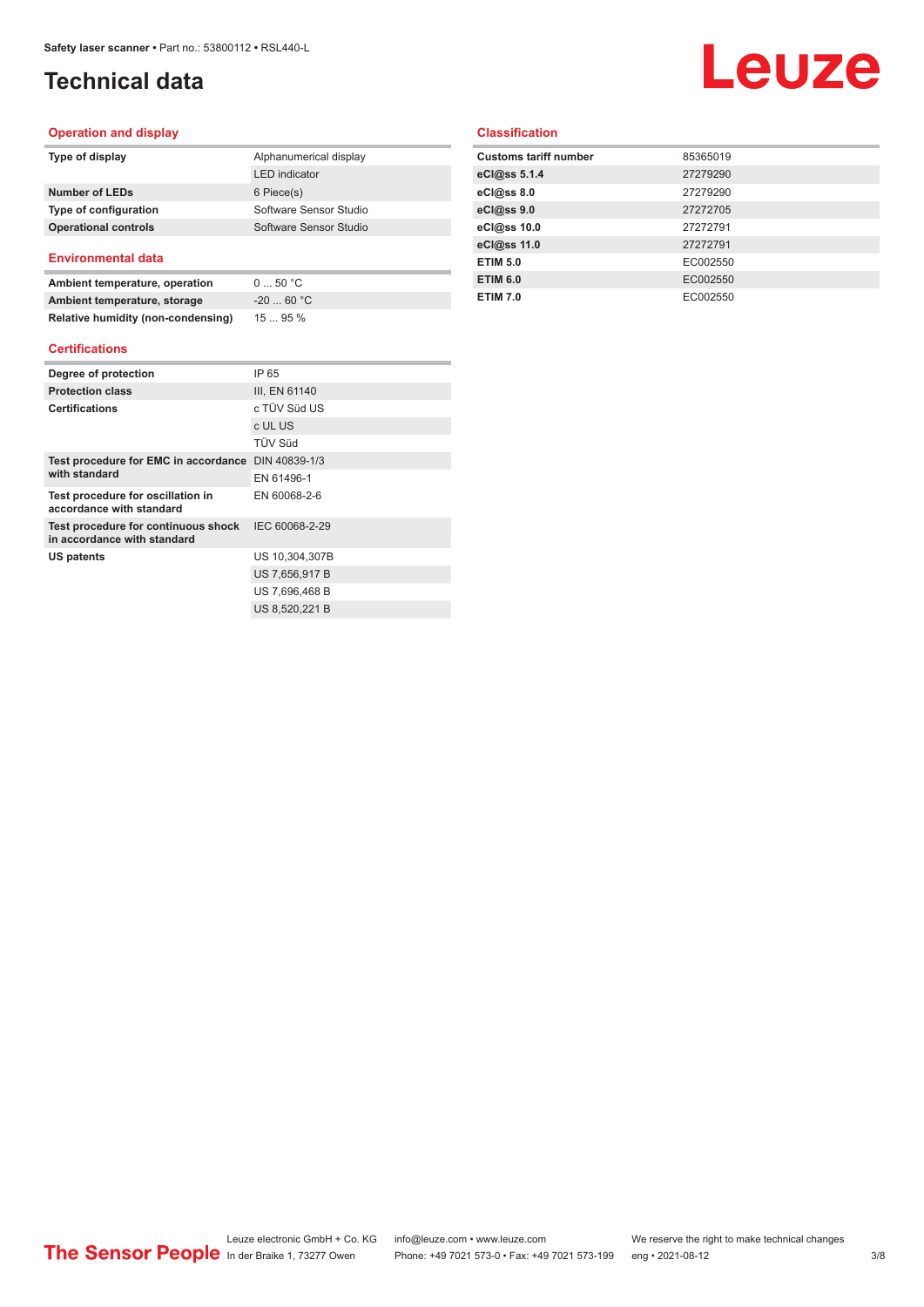# Technical data

## Operation and display

| | |
|---|---|
| **Type of display** | Alphanumerical display |
| | LED indicator |
| **Number of LEDs** | 6 Piece(s) |
| **Type of configuration** | Software Sensor Studio |
| **Operational controls** | Software Sensor Studio |

## Environmental data

| | |
|---|---|
| **Ambient temperature, operation** | 0 ... 50 °C |
| **Ambient temperature, storage** | -20 ... 60 °C |
| **Relative humidity (non-condensing)** | 15 ... 95 % |

## Certifications

| | |
|---|---|
| **Degree of protection** | IP 65 |
| **Protection class** | III, EN 61140 |
| **Certifications** | c TÜV Süd US |
| | c UL US |
| | TÜV Süd |
| **Test procedure for EMC in accordance with standard** | DIN 40839-1/3 |
| | EN 61496-1 |
| **Test procedure for oscillation in accordance with standard** | EN 60068-2-6 |
| **Test procedure for continuous shock in accordance with standard** | IEC 60068-2-29 |
| **US patents** | US 10,304,307B |
| | US 7,656,917 B |
| | US 7,696,468 B |
| | US 8,520,221 B |

## Classification

| | |
|---|---|
| **Customs tariff number** | 85365019 |
| **eCl@ss 5.1.4** | 27279290 |
| **eCl@ss 8.0** | 27279290 |
| **eCl@ss 9.0** | 27272705 |
| **eCl@ss 10.0** | 27272791 |
| **eCl@ss 11.0** | 27272791 |
| **ETIM 5.0** | EC002550 |
| **ETIM 6.0** | EC002550 |
| **ETIM 7.0** | EC002550 |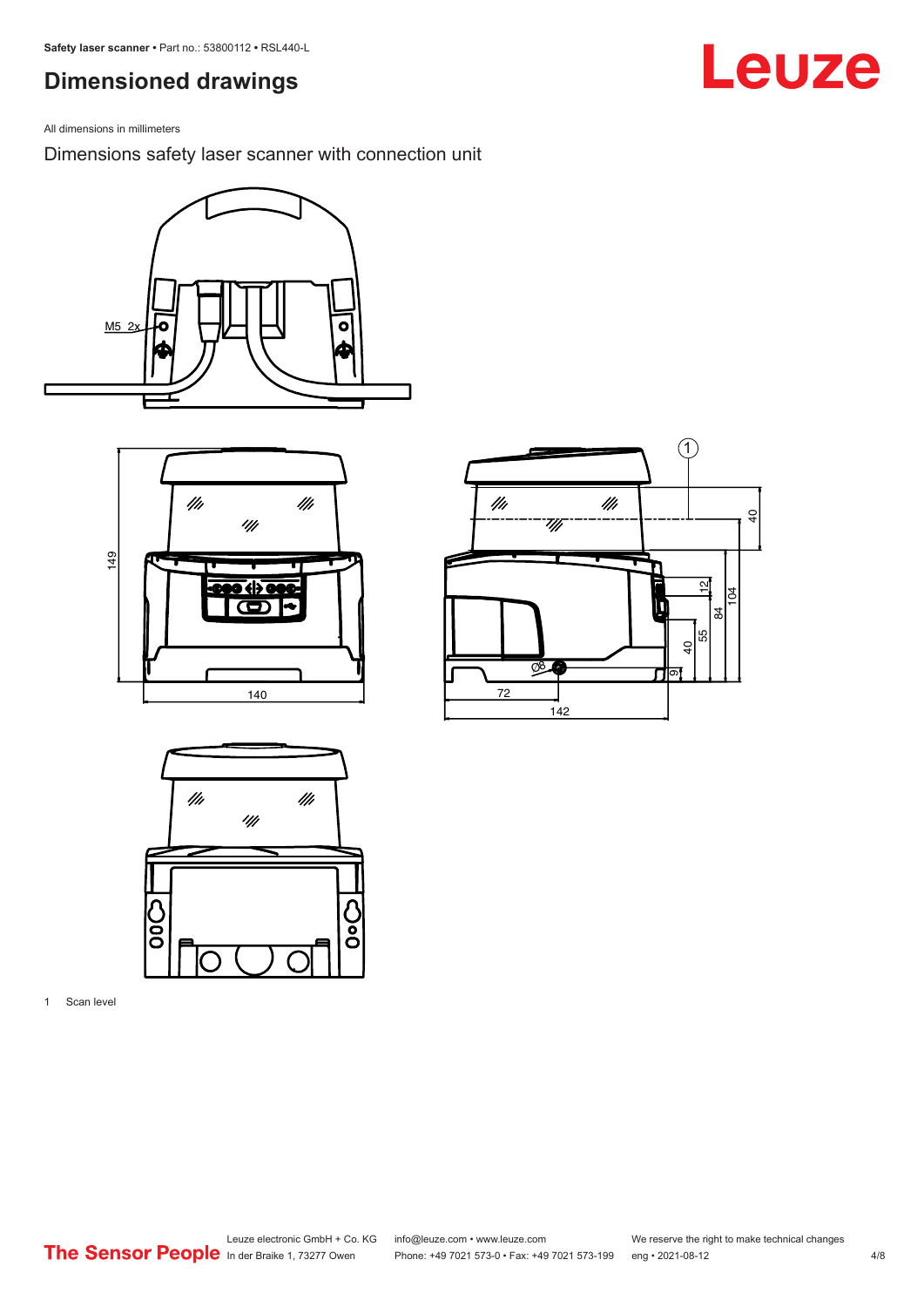## Dimensioned drawings

All dimensions in millimeters

Dimensions safety laser scanner with connection unit

1 Scan level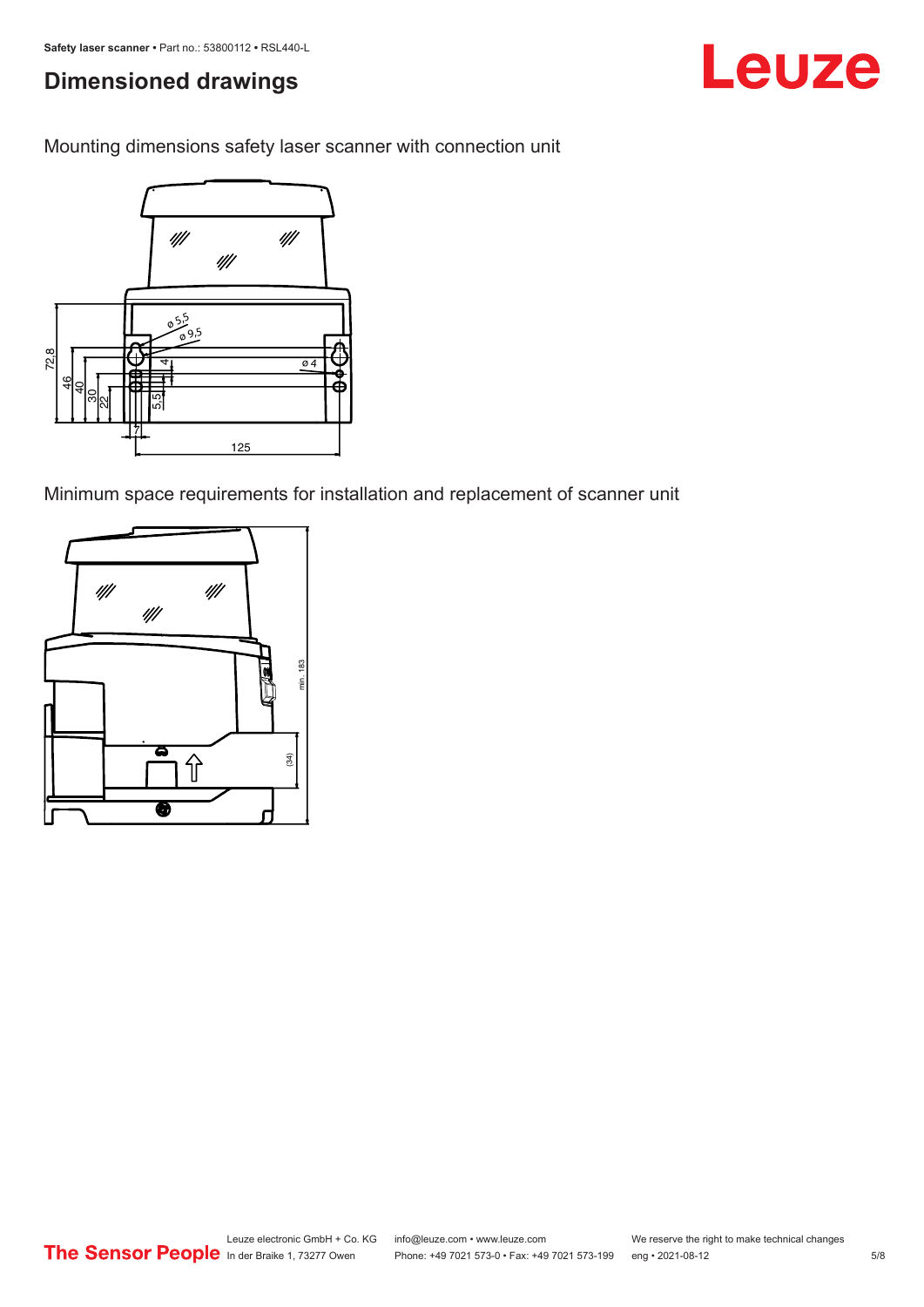## Dimensioned drawings

Mounting dimensions safety laser scanner with connection unit

Minimum space requirements for installation and replacement of scanner unit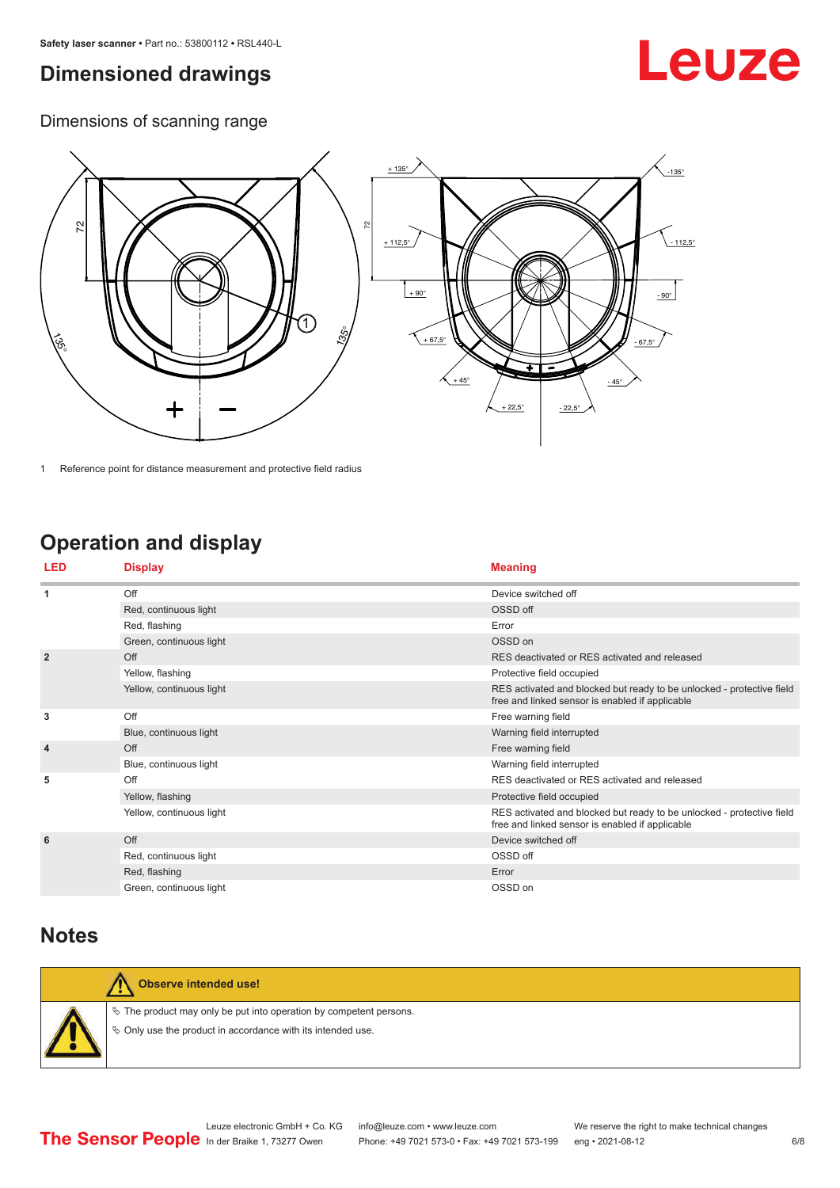# Dimensioned drawings

## Dimensions of scanning range

1 Reference point for distance measurement and protective field radius

# Operation and display

| LED | Display | Meaning |
|---|---|---|
| 1 | Off | Device switched off |
| | Red, continuous light | OSSD off |
| | Red, flashing | Error |
| | Green, continuous light | OSSD on |
| 2 | Off | RES deactivated or RES activated and released |
| | Yellow, flashing | Protective field occupied |
| | Yellow, continuous light | RES activated and blocked but ready to be unlocked - protective field free and linked sensor is enabled if applicable |
| 3 | Off | Free warning field |
| | Blue, continuous light | Warning field interrupted |
| 4 | Off | Free warning field |
| | Blue, continuous light | Warning field interrupted |
| 5 | Off | RES deactivated or RES activated and released |
| | Yellow, flashing | Protective field occupied |
| | Yellow, continuous light | RES activated and blocked but ready to be unlocked - protective field free and linked sensor is enabled if applicable |
| 6 | Off | Device switched off |
| | Red, continuous light | OSSD off |
| | Red, flashing | Error |
| | Green, continuous light | OSSD on |

# Notes

**Observe intended use!**

- The product may only be put into operation by competent persons.
- Only use the product in accordance with its intended use.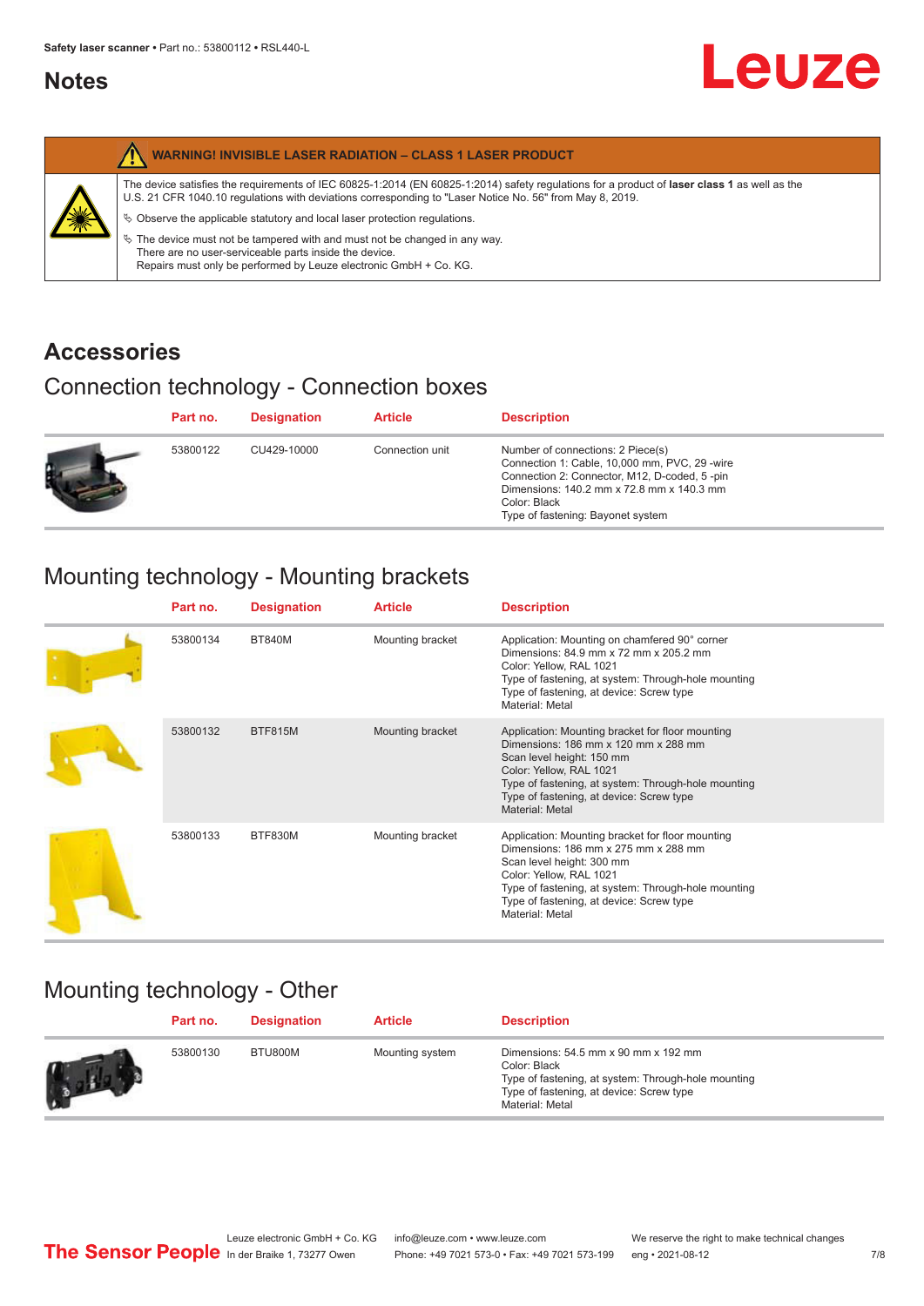## Notes

**WARNING! INVISIBLE LASER RADIATION – CLASS 1 LASER PRODUCT**

The device satisfies the requirements of IEC 60825-1:2014 (EN 60825-1:2014) safety regulations for a product of **laser class 1** as well as the U.S. 21 CFR 1040.10 regulations with deviations corresponding to "Laser Notice No. 56" from May 8, 2019.

↳ Observe the applicable statutory and local laser protection regulations.

↳ The device must not be tampered with and must not be changed in any way.
There are no user-serviceable parts inside the device.
Repairs must only be performed by Leuze electronic GmbH + Co. KG.

# Accessories

## Connection technology - Connection boxes

| Part no. | Designation | Article | Description |
|---|---|---|---|
| 53800122 | CU429-10000 | Connection unit | Number of connections: 2 Piece(s)<br>Connection 1: Cable, 10,000 mm, PVC, 29 -wire<br>Connection 2: Connector, M12, D-coded, 5 -pin<br>Dimensions: 140.2 mm x 72.8 mm x 140.3 mm<br>Color: Black<br>Type of fastening: Bayonet system |

## Mounting technology - Mounting brackets

| Part no. | Designation | Article | Description |
|---|---|---|---|
| 53800134 | BT840M | Mounting bracket | Application: Mounting on chamfered 90° corner<br>Dimensions: 84.9 mm x 72 mm x 205.2 mm<br>Color: Yellow, RAL 1021<br>Type of fastening, at system: Through-hole mounting<br>Type of fastening, at device: Screw type<br>Material: Metal |
| 53800132 | BTF815M | Mounting bracket | Application: Mounting bracket for floor mounting<br>Dimensions: 186 mm x 120 mm x 288 mm<br>Scan level height: 150 mm<br>Color: Yellow, RAL 1021<br>Type of fastening, at system: Through-hole mounting<br>Type of fastening, at device: Screw type<br>Material: Metal |
| 53800133 | BTF830M | Mounting bracket | Application: Mounting bracket for floor mounting<br>Dimensions: 186 mm x 275 mm x 288 mm<br>Scan level height: 300 mm<br>Color: Yellow, RAL 1021<br>Type of fastening, at system: Through-hole mounting<br>Type of fastening, at device: Screw type<br>Material: Metal |

## Mounting technology - Other

| Part no. | Designation | Article | Description |
|---|---|---|---|
| 53800130 | BTU800M | Mounting system | Dimensions: 54.5 mm x 90 mm x 192 mm<br>Color: Black<br>Type of fastening, at system: Through-hole mounting<br>Type of fastening, at device: Screw type<br>Material: Metal |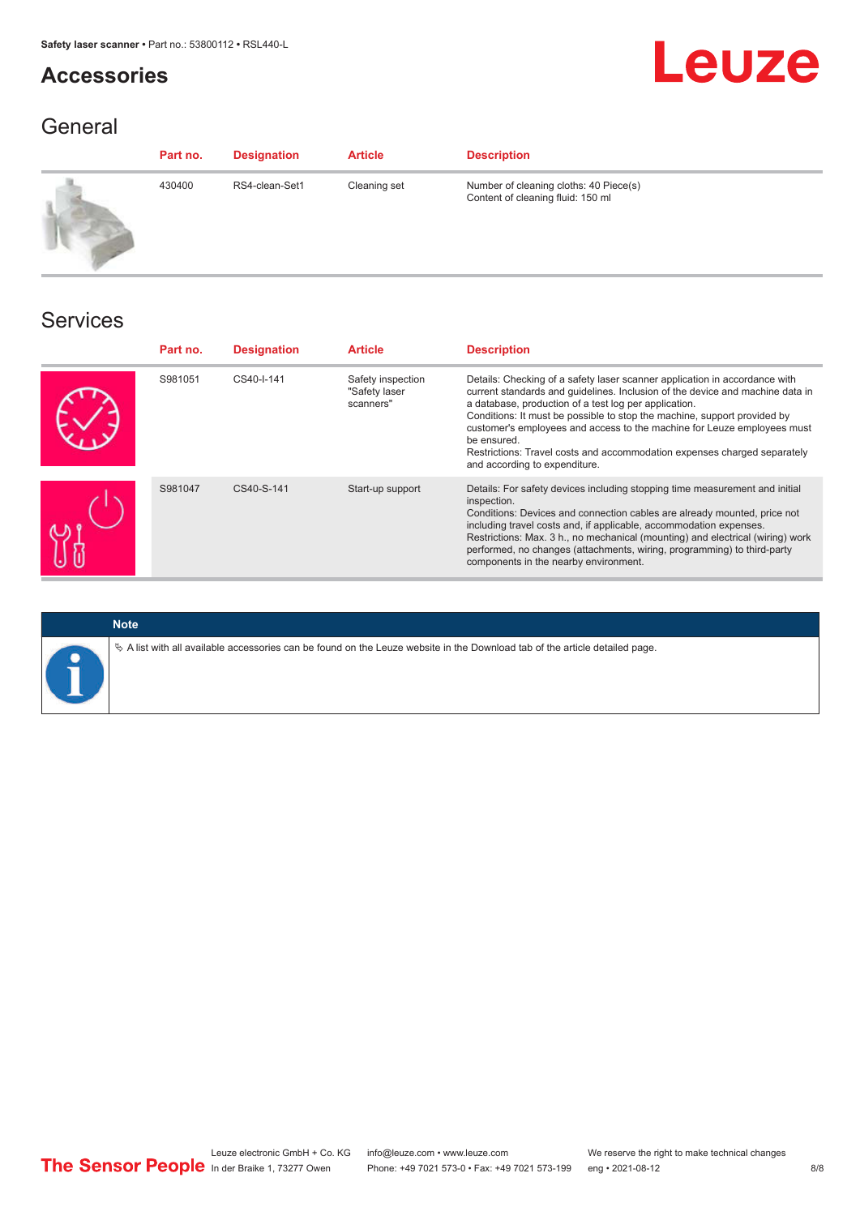## Accessories

### General

| | Part no. | Designation | Article | Description |
|---|---|---|---|---|
| | 430400 | RS4-clean-Set1 | Cleaning set | Number of cleaning cloths: 40 Piece(s)<br>Content of cleaning fluid: 150 ml |

### Services

| | Part no. | Designation | Article | Description |
|---|---|---|---|---|
| | S981051 | CS40-I-141 | Safety inspection "Safety laser scanners" | Details: Checking of a safety laser scanner application in accordance with current standards and guidelines. Inclusion of the device and machine data in a database, production of a test log per application.<br>Conditions: It must be possible to stop the machine, support provided by customer's employees and access to the machine for Leuze employees must be ensured.<br>Restrictions: Travel costs and accommodation expenses charged separately and according to expenditure. |
| | S981047 | CS40-S-141 | Start-up support | Details: For safety devices including stopping time measurement and initial inspection.<br>Conditions: Devices and connection cables are already mounted, price not including travel costs and, if applicable, accommodation expenses.<br>Restrictions: Max. 3 h., no mechanical (mounting) and electrical (wiring) work performed, no changes (attachments, wiring, programming) to third-party components in the nearby environment. |

**Note**

↳ A list with all available accessories can be found on the Leuze website in the Download tab of the article detailed page.